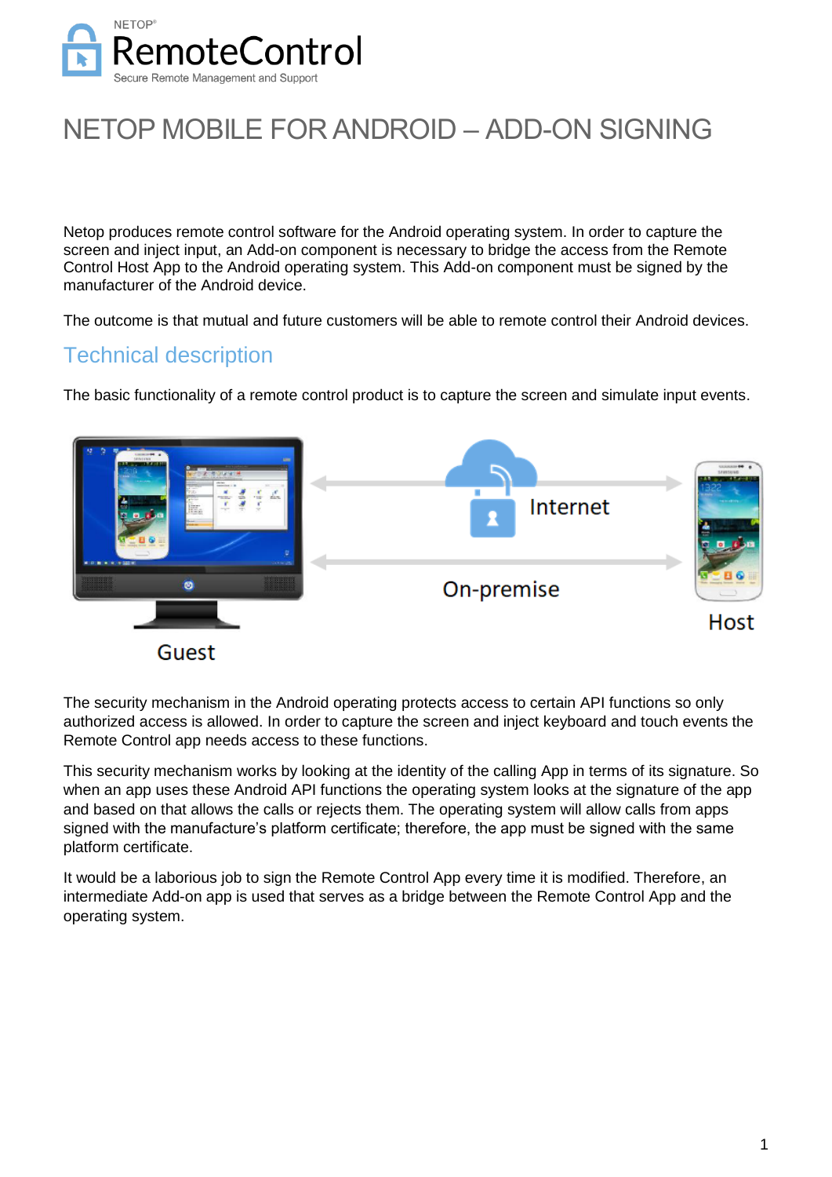# NETOP MOBILE FOR ANDROID – ADD-ON SIGNING

Netop produces remote control software for the Android operating system. In order to capture the screen and inject input, an Add-on component is necessary to bridge the access from the Remote Control Host App to the Android operating system. This Add-on component must be signed by the manufacturer of the Android device.

The outcome is that mutual and future customers will be able to remote control their Android devices.

## Technical description

The basic functionality of a remote control product is to capture the screen and simulate input events.

Internet

On-premise

Guest

Host

The security mechanism in the Android operating protects access to certain API functions so only authorized access is allowed. In order to capture the screen and inject keyboard and touch events the Remote Control app needs access to these functions.

This security mechanism works by looking at the identity of the calling App in terms of its signature. So when an app uses these Android API functions the operating system looks at the signature of the app and based on that allows the calls or rejects them. The operating system will allow calls from apps signed with the manufacture's platform certificate; therefore, the app must be signed with the same platform certificate.

It would be a laborious job to sign the Remote Control App every time it is modified. Therefore, an intermediate Add-on app is used that serves as a bridge between the Remote Control App and the operating system.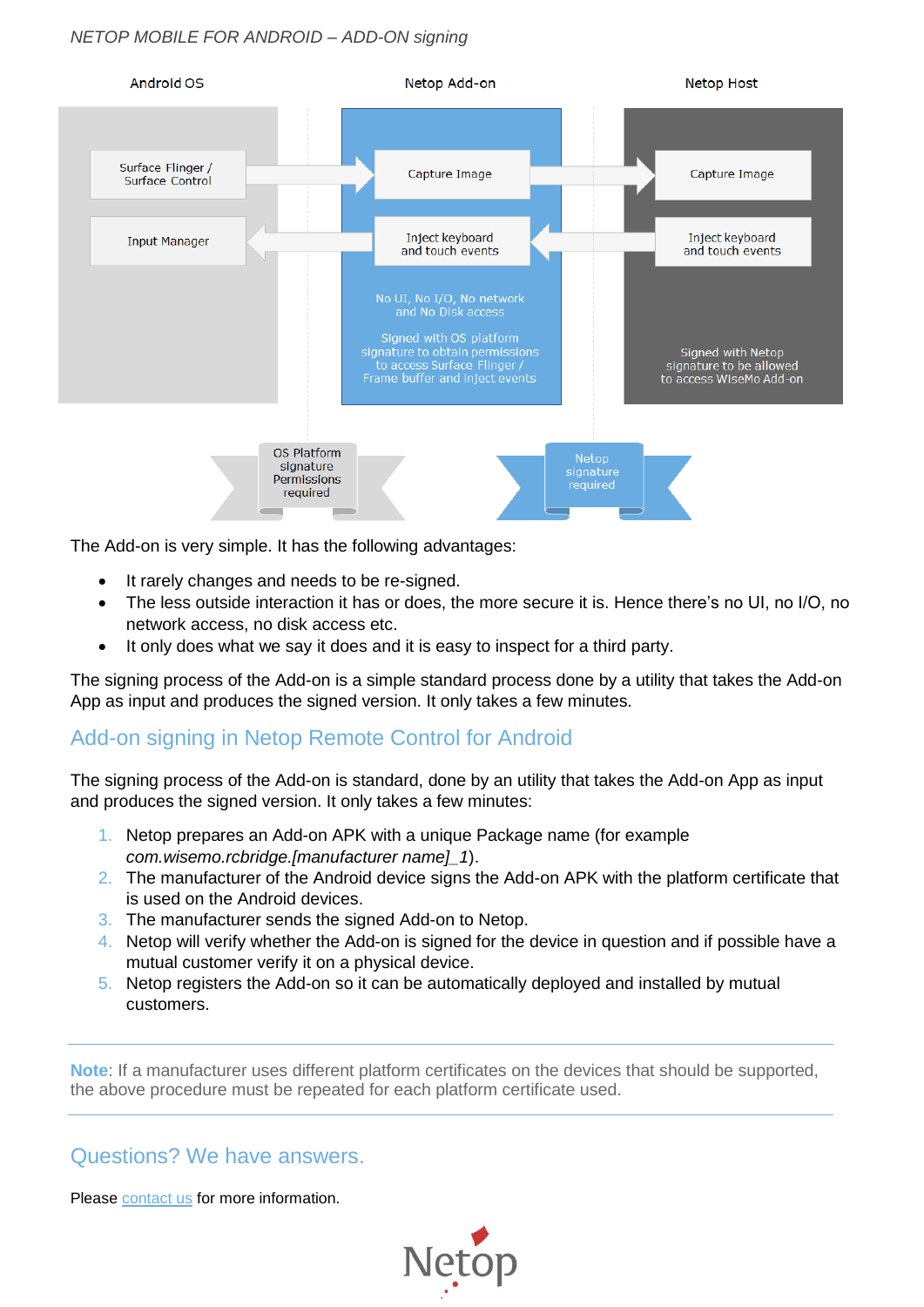Android OS

Netop Add-on

Netop Host

Surface Flinger / Surface Control

Capture Image

Capture Image

Input Manager

Inject keyboard and touch events

Inject keyboard and touch events

No UI, No I/O, No network and No Disk access

Signed with OS platform signature to obtain permissions to access Surface Flinger / Frame buffer and inject events

Signed with Netop signature to be allowed to access WiseMo Add-on

OS Platform signature Permissions required

Netop signature required

The Add-on is very simple. It has the following advantages:

- It rarely changes and needs to be re-signed.
- The less outside interaction it has or does, the more secure it is. Hence there's no UI, no I/O, no network access, no disk access etc.
- It only does what we say it does and it is easy to inspect for a third party.

The signing process of the Add-on is a simple standard process done by a utility that takes the Add-on App as input and produces the signed version. It only takes a few minutes.

## Add-on signing in Netop Remote Control for Android

The signing process of the Add-on is standard, done by an utility that takes the Add-on App as input and produces the signed version. It only takes a few minutes:

1. Netop prepares an Add-on APK with a unique Package name (for example *com.wisemo.rcbridge.[manufacturer name]_1*).
2. The manufacturer of the Android device signs the Add-on APK with the platform certificate that is used on the Android devices.
3. The manufacturer sends the signed Add-on to Netop.
4. Netop will verify whether the Add-on is signed for the device in question and if possible have a mutual customer verify it on a physical device.
5. Netop registers the Add-on so it can be automatically deployed and installed by mutual customers.

---

**Note**: If a manufacturer uses different platform certificates on the devices that should be supported, the above procedure must be repeated for each platform certificate used.

---

## Questions? We have answers.

Please contact us for more information.